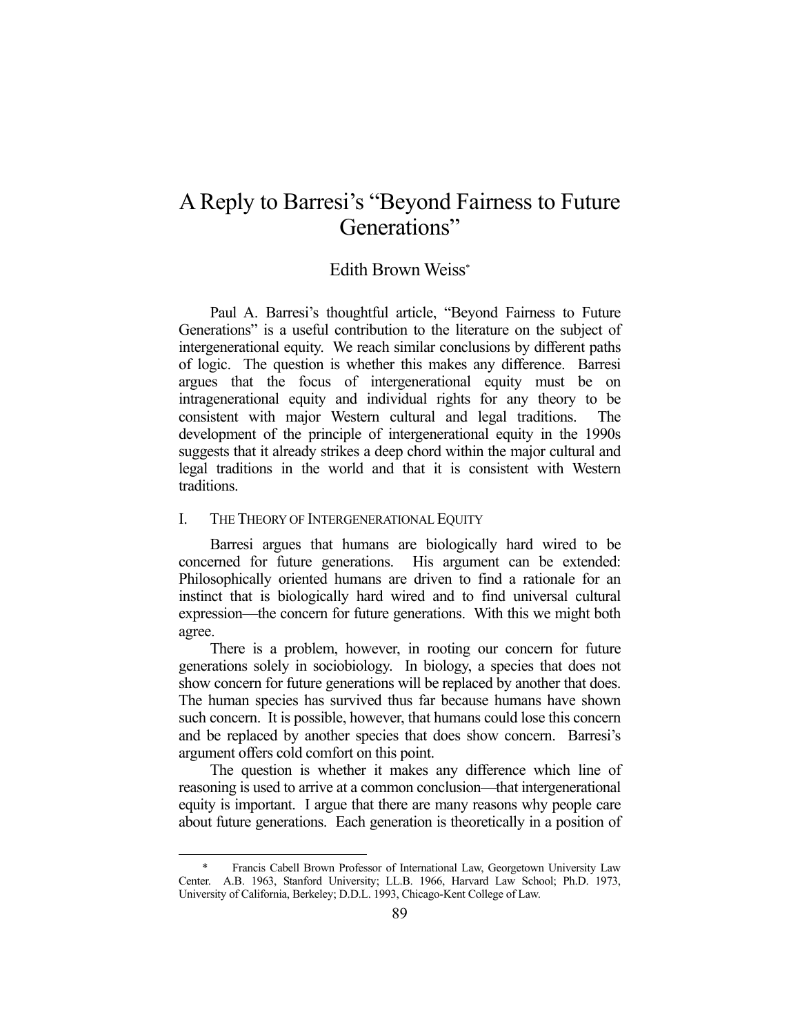# A Reply to Barresi's "Beyond Fairness to Future Generations"

Edith Brown Weiss*

Paul A. Barresi's thoughtful article, "Beyond Fairness to Future Generations" is a useful contribution to the literature on the subject of intergenerational equity. We reach similar conclusions by different paths of logic. The question is whether this makes any difference. Barresi argues that the focus of intergenerational equity must be on intragenerational equity and individual rights for any theory to be consistent with major Western cultural and legal traditions. The development of the principle of intergenerational equity in the 1990s suggests that it already strikes a deep chord within the major cultural and legal traditions in the world and that it is consistent with Western traditions.

## I. THE THEORY OF INTERGENERATIONAL EQUITY

Barresi argues that humans are biologically hard wired to be concerned for future generations. His argument can be extended: Philosophically oriented humans are driven to find a rationale for an instinct that is biologically hard wired and to find universal cultural expression—the concern for future generations. With this we might both agree.

There is a problem, however, in rooting our concern for future generations solely in sociobiology. In biology, a species that does not show concern for future generations will be replaced by another that does. The human species has survived thus far because humans have shown such concern. It is possible, however, that humans could lose this concern and be replaced by another species that does show concern. Barresi's argument offers cold comfort on this point.

The question is whether it makes any difference which line of reasoning is used to arrive at a common conclusion—that intergenerational equity is important. I argue that there are many reasons why people care about future generations. Each generation is theoretically in a position of

---

\* Francis Cabell Brown Professor of International Law, Georgetown University Law Center. A.B. 1963, Stanford University; LL.B. 1966, Harvard Law School; Ph.D. 1973, University of California, Berkeley; D.D.L. 1993, Chicago-Kent College of Law.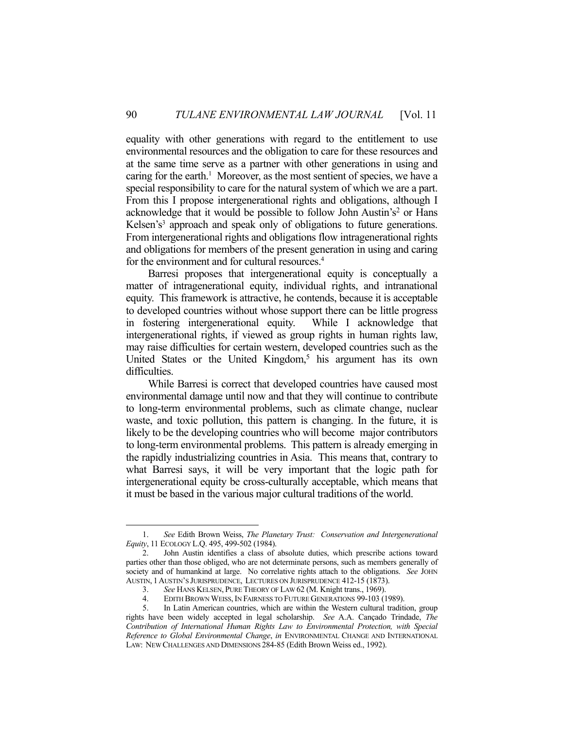equality with other generations with regard to the entitlement to use environmental resources and the obligation to care for these resources and at the same time serve as a partner with other generations in using and caring for the earth.[1] Moreover, as the most sentient of species, we have a special responsibility to care for the natural system of which we are a part. From this I propose intergenerational rights and obligations, although I acknowledge that it would be possible to follow John Austin's[2] or Hans Kelsen's[3] approach and speak only of obligations to future generations. From intergenerational rights and obligations flow intragenerational rights and obligations for members of the present generation in using and caring for the environment and for cultural resources.[4]

Barresi proposes that intergenerational equity is conceptually a matter of intragenerational equity, individual rights, and intranational equity. This framework is attractive, he contends, because it is acceptable to developed countries without whose support there can be little progress in fostering intergenerational equity. While I acknowledge that intergenerational rights, if viewed as group rights in human rights law, may raise difficulties for certain western, developed countries such as the United States or the United Kingdom,[5] his argument has its own difficulties.

While Barresi is correct that developed countries have caused most environmental damage until now and that they will continue to contribute to long-term environmental problems, such as climate change, nuclear waste, and toxic pollution, this pattern is changing. In the future, it is likely to be the developing countries who will become major contributors to long-term environmental problems. This pattern is already emerging in the rapidly industrializing countries in Asia. This means that, contrary to what Barresi says, it will be very important that the logic path for intergenerational equity be cross-culturally acceptable, which means that it must be based in the various major cultural traditions of the world.

---

1. *See* Edith Brown Weiss, *The Planetary Trust: Conservation and Intergenerational Equity*, 11 ECOLOGY L.Q. 495, 499-502 (1984).

2. John Austin identifies a class of absolute duties, which prescribe actions toward parties other than those obliged, who are not determinate persons, such as members generally of society and of humankind at large. No correlative rights attach to the obligations. *See* JOHN AUSTIN, 1 AUSTIN'S JURISPRUDENCE, LECTURES ON JURISPRUDENCE 412-15 (1873).

3. *See* HANS KELSEN, PURE THEORY OF LAW 62 (M. Knight trans., 1969).

4. EDITH BROWN WEISS, IN FAIRNESS TO FUTURE GENERATIONS 99-103 (1989).

5. In Latin American countries, which are within the Western cultural tradition, group rights have been widely accepted in legal scholarship. *See* A.A. Cançado Trindade, *The Contribution of International Human Rights Law to Environmental Protection, with Special Reference to Global Environmental Change*, *in* ENVIRONMENTAL CHANGE AND INTERNATIONAL LAW: NEW CHALLENGES AND DIMENSIONS 284-85 (Edith Brown Weiss ed., 1992).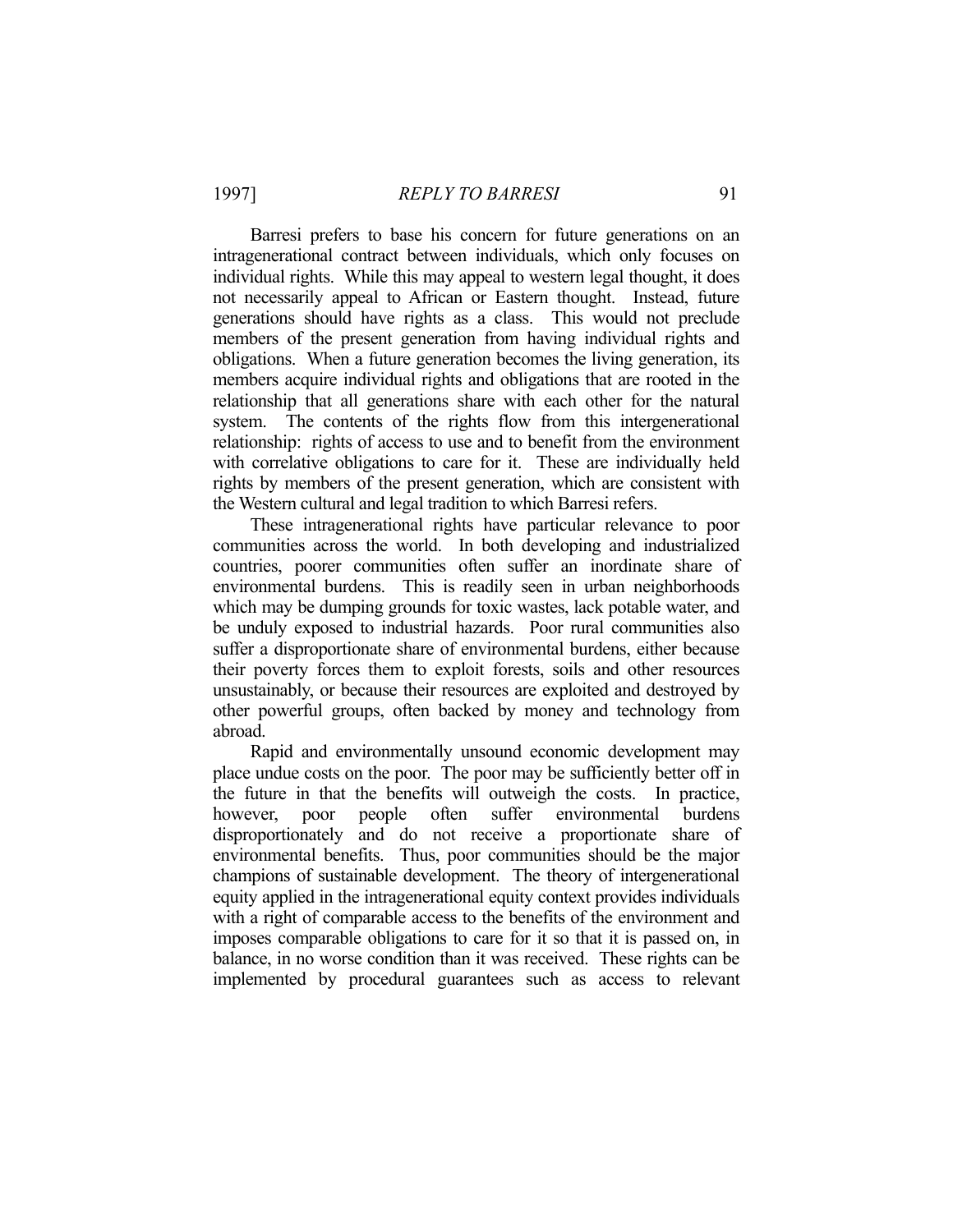Barresi prefers to base his concern for future generations on an intragenerational contract between individuals, which only focuses on individual rights. While this may appeal to western legal thought, it does not necessarily appeal to African or Eastern thought. Instead, future generations should have rights as a class. This would not preclude members of the present generation from having individual rights and obligations. When a future generation becomes the living generation, its members acquire individual rights and obligations that are rooted in the relationship that all generations share with each other for the natural system. The contents of the rights flow from this intergenerational relationship: rights of access to use and to benefit from the environment with correlative obligations to care for it. These are individually held rights by members of the present generation, which are consistent with the Western cultural and legal tradition to which Barresi refers.

These intragenerational rights have particular relevance to poor communities across the world. In both developing and industrialized countries, poorer communities often suffer an inordinate share of environmental burdens. This is readily seen in urban neighborhoods which may be dumping grounds for toxic wastes, lack potable water, and be unduly exposed to industrial hazards. Poor rural communities also suffer a disproportionate share of environmental burdens, either because their poverty forces them to exploit forests, soils and other resources unsustainably, or because their resources are exploited and destroyed by other powerful groups, often backed by money and technology from abroad.

Rapid and environmentally unsound economic development may place undue costs on the poor. The poor may be sufficiently better off in the future in that the benefits will outweigh the costs. In practice, however, poor people often suffer environmental burdens disproportionately and do not receive a proportionate share of environmental benefits. Thus, poor communities should be the major champions of sustainable development. The theory of intergenerational equity applied in the intragenerational equity context provides individuals with a right of comparable access to the benefits of the environment and imposes comparable obligations to care for it so that it is passed on, in balance, in no worse condition than it was received. These rights can be implemented by procedural guarantees such as access to relevant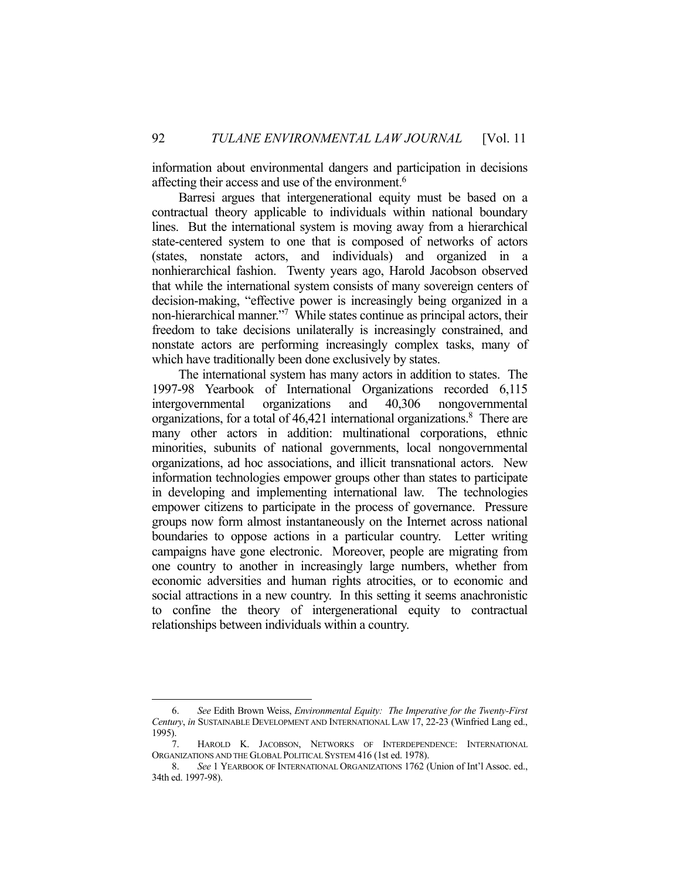information about environmental dangers and participation in decisions affecting their access and use of the environment.[6]

Barresi argues that intergenerational equity must be based on a contractual theory applicable to individuals within national boundary lines. But the international system is moving away from a hierarchical state-centered system to one that is composed of networks of actors (states, nonstate actors, and individuals) and organized in a nonhierarchical fashion. Twenty years ago, Harold Jacobson observed that while the international system consists of many sovereign centers of decision-making, "effective power is increasingly being organized in a non-hierarchical manner."[7] While states continue as principal actors, their freedom to take decisions unilaterally is increasingly constrained, and nonstate actors are performing increasingly complex tasks, many of which have traditionally been done exclusively by states.

The international system has many actors in addition to states. The 1997-98 Yearbook of International Organizations recorded 6,115 intergovernmental organizations and 40,306 nongovernmental organizations, for a total of 46,421 international organizations.[8] There are many other actors in addition: multinational corporations, ethnic minorities, subunits of national governments, local nongovernmental organizations, ad hoc associations, and illicit transnational actors. New information technologies empower groups other than states to participate in developing and implementing international law. The technologies empower citizens to participate in the process of governance. Pressure groups now form almost instantaneously on the Internet across national boundaries to oppose actions in a particular country. Letter writing campaigns have gone electronic. Moreover, people are migrating from one country to another in increasingly large numbers, whether from economic adversities and human rights atrocities, or to economic and social attractions in a new country. In this setting it seems anachronistic to confine the theory of intergenerational equity to contractual relationships between individuals within a country.

---

6. *See* Edith Brown Weiss, *Environmental Equity: The Imperative for the Twenty-First Century*, *in* SUSTAINABLE DEVELOPMENT AND INTERNATIONAL LAW 17, 22-23 (Winfried Lang ed., 1995).

7. HAROLD K. JACOBSON, NETWORKS OF INTERDEPENDENCE: INTERNATIONAL ORGANIZATIONS AND THE GLOBAL POLITICAL SYSTEM 416 (1st ed. 1978).

8. *See* 1 YEARBOOK OF INTERNATIONAL ORGANIZATIONS 1762 (Union of Int'l Assoc. ed., 34th ed. 1997-98).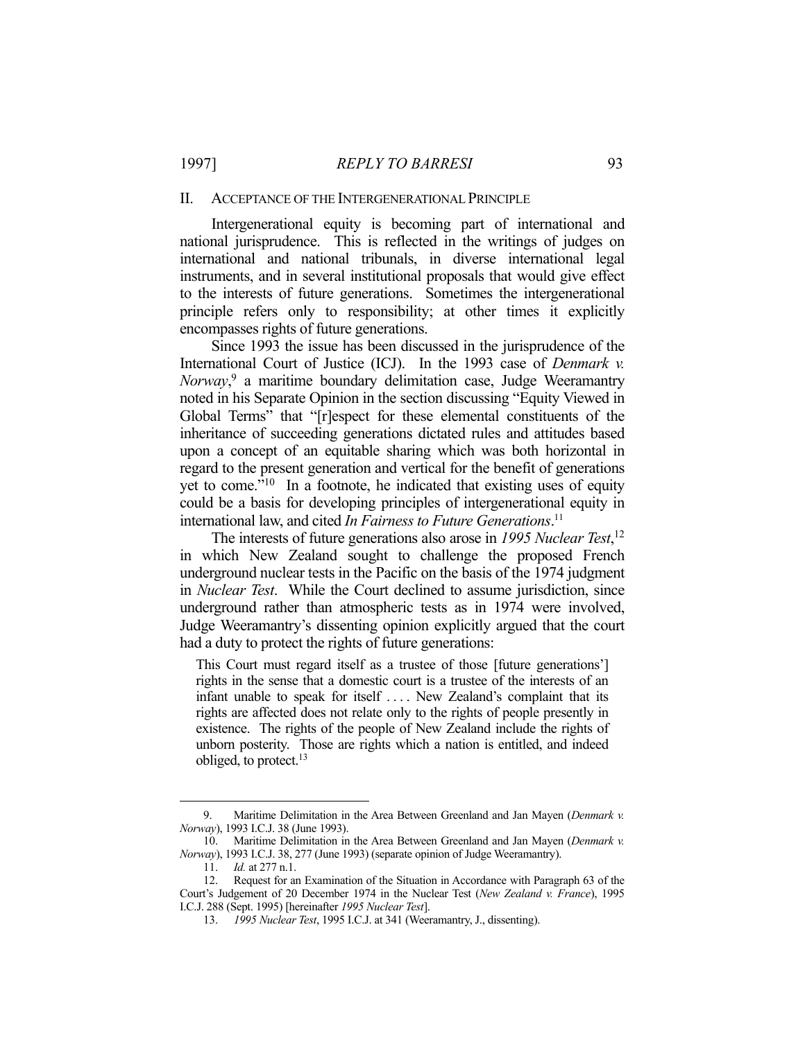## II. ACCEPTANCE OF THE INTERGENERATIONAL PRINCIPLE

Intergenerational equity is becoming part of international and national jurisprudence. This is reflected in the writings of judges on international and national tribunals, in diverse international legal instruments, and in several institutional proposals that would give effect to the interests of future generations. Sometimes the intergenerational principle refers only to responsibility; at other times it explicitly encompasses rights of future generations.

Since 1993 the issue has been discussed in the jurisprudence of the International Court of Justice (ICJ). In the 1993 case of *Denmark v. Norway*,[9] a maritime boundary delimitation case, Judge Weeramantry noted in his Separate Opinion in the section discussing "Equity Viewed in Global Terms" that "[r]espect for these elemental constituents of the inheritance of succeeding generations dictated rules and attitudes based upon a concept of an equitable sharing which was both horizontal in regard to the present generation and vertical for the benefit of generations yet to come."[10] In a footnote, he indicated that existing uses of equity could be a basis for developing principles of intergenerational equity in international law, and cited *In Fairness to Future Generations*.[11]

The interests of future generations also arose in *1995 Nuclear Test*,[12] in which New Zealand sought to challenge the proposed French underground nuclear tests in the Pacific on the basis of the 1974 judgment in *Nuclear Test*. While the Court declined to assume jurisdiction, since underground rather than atmospheric tests as in 1974 were involved, Judge Weeramantry's dissenting opinion explicitly argued that the court had a duty to protect the rights of future generations:

> This Court must regard itself as a trustee of those [future generations'] rights in the sense that a domestic court is a trustee of the interests of an infant unable to speak for itself . . . . New Zealand's complaint that its rights are affected does not relate only to the rights of people presently in existence. The rights of the people of New Zealand include the rights of unborn posterity. Those are rights which a nation is entitled, and indeed obliged, to protect.[13]

---

9. Maritime Delimitation in the Area Between Greenland and Jan Mayen (*Denmark v. Norway*), 1993 I.C.J. 38 (June 1993).

10. Maritime Delimitation in the Area Between Greenland and Jan Mayen (*Denmark v. Norway*), 1993 I.C.J. 38, 277 (June 1993) (separate opinion of Judge Weeramantry).

11. *Id.* at 277 n.1.

12. Request for an Examination of the Situation in Accordance with Paragraph 63 of the Court's Judgement of 20 December 1974 in the Nuclear Test (*New Zealand v. France*), 1995 I.C.J. 288 (Sept. 1995) [hereinafter *1995 Nuclear Test*].

13. *1995 Nuclear Test*, 1995 I.C.J. at 341 (Weeramantry, J., dissenting).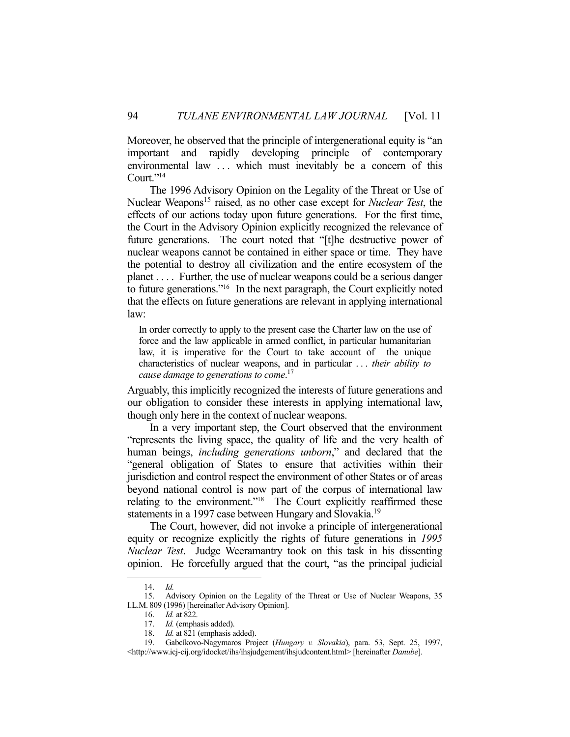Moreover, he observed that the principle of intergenerational equity is "an important and rapidly developing principle of contemporary environmental law . . . which must inevitably be a concern of this Court."[14]

The 1996 Advisory Opinion on the Legality of the Threat or Use of Nuclear Weapons[15] raised, as no other case except for *Nuclear Test*, the effects of our actions today upon future generations. For the first time, the Court in the Advisory Opinion explicitly recognized the relevance of future generations. The court noted that "[t]he destructive power of nuclear weapons cannot be contained in either space or time. They have the potential to destroy all civilization and the entire ecosystem of the planet . . . . Further, the use of nuclear weapons could be a serious danger to future generations."[16] In the next paragraph, the Court explicitly noted that the effects on future generations are relevant in applying international law:

> In order correctly to apply to the present case the Charter law on the use of force and the law applicable in armed conflict, in particular humanitarian law, it is imperative for the Court to take account of the unique characteristics of nuclear weapons, and in particular . . . *their ability to cause damage to generations to come*.[17]

Arguably, this implicitly recognized the interests of future generations and our obligation to consider these interests in applying international law, though only here in the context of nuclear weapons.

In a very important step, the Court observed that the environment "represents the living space, the quality of life and the very health of human beings, *including generations unborn*," and declared that the "general obligation of States to ensure that activities within their jurisdiction and control respect the environment of other States or of areas beyond national control is now part of the corpus of international law relating to the environment."[18] The Court explicitly reaffirmed these statements in a 1997 case between Hungary and Slovakia.[19]

The Court, however, did not invoke a principle of intergenerational equity or recognize explicitly the rights of future generations in *1995 Nuclear Test*. Judge Weeramantry took on this task in his dissenting opinion. He forcefully argued that the court, "as the principal judicial

---

14. *Id.*

15. Advisory Opinion on the Legality of the Threat or Use of Nuclear Weapons, 35 I.L.M. 809 (1996) [hereinafter Advisory Opinion].

16. *Id.* at 822.

17. *Id.* (emphasis added).

18. *Id.* at 821 (emphasis added).

19. Gabcíkovo-Nagymaros Project (*Hungary v. Slovakia*), para. 53, Sept. 25, 1997, <http://www.icj-cij.org/idocket/ihs/ihsjudgement/ihsjudcontent.html> [hereinafter *Danube*].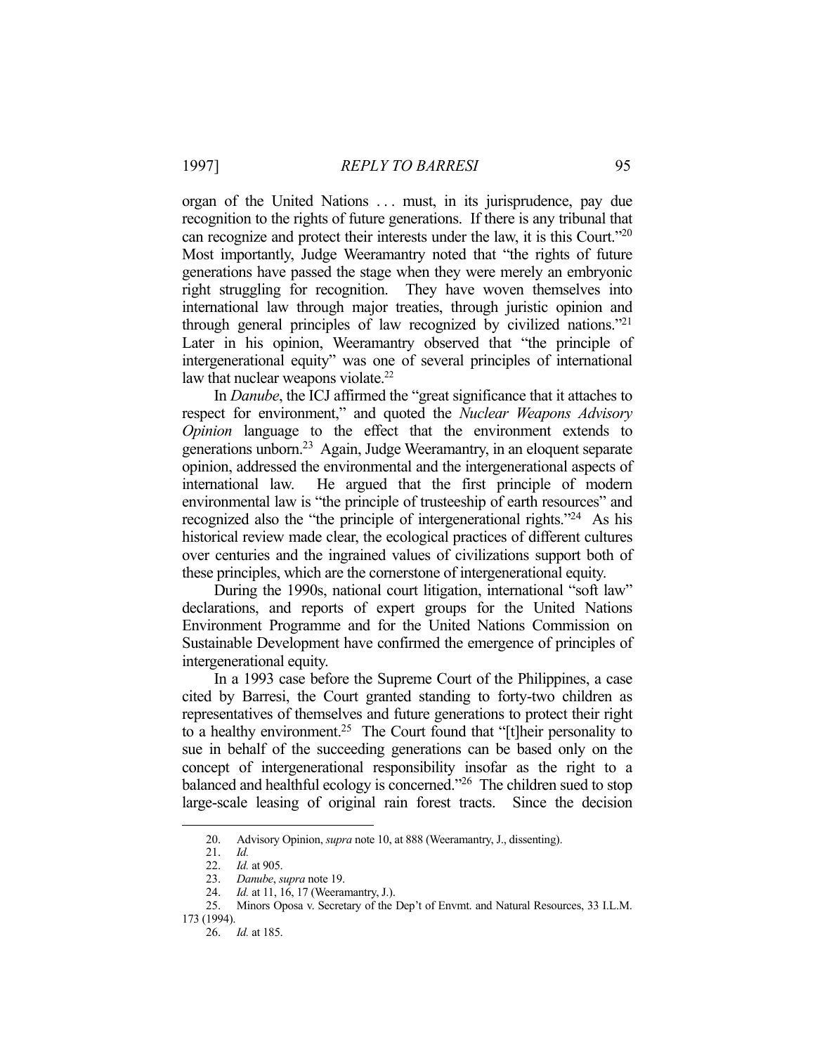organ of the United Nations . . . must, in its jurisprudence, pay due recognition to the rights of future generations. If there is any tribunal that can recognize and protect their interests under the law, it is this Court."[20] Most importantly, Judge Weeramantry noted that "the rights of future generations have passed the stage when they were merely an embryonic right struggling for recognition. They have woven themselves into international law through major treaties, through juristic opinion and through general principles of law recognized by civilized nations."[21] Later in his opinion, Weeramantry observed that "the principle of intergenerational equity" was one of several principles of international law that nuclear weapons violate.[22]

In *Danube*, the ICJ affirmed the "great significance that it attaches to respect for environment," and quoted the *Nuclear Weapons Advisory Opinion* language to the effect that the environment extends to generations unborn.[23] Again, Judge Weeramantry, in an eloquent separate opinion, addressed the environmental and the intergenerational aspects of international law. He argued that the first principle of modern environmental law is "the principle of trusteeship of earth resources" and recognized also the "the principle of intergenerational rights."[24] As his historical review made clear, the ecological practices of different cultures over centuries and the ingrained values of civilizations support both of these principles, which are the cornerstone of intergenerational equity.

During the 1990s, national court litigation, international "soft law" declarations, and reports of expert groups for the United Nations Environment Programme and for the United Nations Commission on Sustainable Development have confirmed the emergence of principles of intergenerational equity.

In a 1993 case before the Supreme Court of the Philippines, a case cited by Barresi, the Court granted standing to forty-two children as representatives of themselves and future generations to protect their right to a healthy environment.[25] The Court found that "[t]heir personality to sue in behalf of the succeeding generations can be based only on the concept of intergenerational responsibility insofar as the right to a balanced and healthful ecology is concerned."[26] The children sued to stop large-scale leasing of original rain forest tracts. Since the decision

---

20. Advisory Opinion, *supra* note 10, at 888 (Weeramantry, J., dissenting).

21. *Id.*

22. *Id.* at 905.

23. *Danube*, *supra* note 19.

24. *Id.* at 11, 16, 17 (Weeramantry, J.).

25. Minors Oposa v. Secretary of the Dep't of Envmt. and Natural Resources, 33 I.L.M. 173 (1994).

26. *Id.* at 185.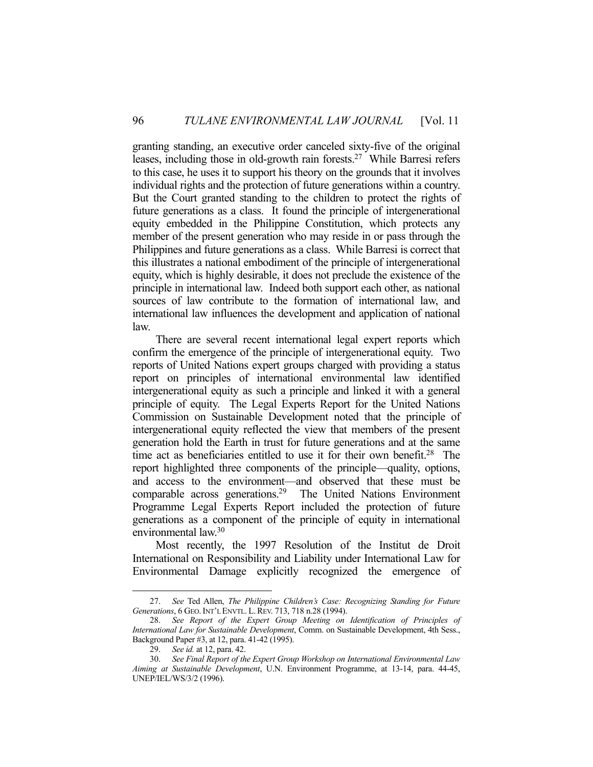granting standing, an executive order canceled sixty-five of the original leases, including those in old-growth rain forests.[27] While Barresi refers to this case, he uses it to support his theory on the grounds that it involves individual rights and the protection of future generations within a country. But the Court granted standing to the children to protect the rights of future generations as a class. It found the principle of intergenerational equity embedded in the Philippine Constitution, which protects any member of the present generation who may reside in or pass through the Philippines and future generations as a class. While Barresi is correct that this illustrates a national embodiment of the principle of intergenerational equity, which is highly desirable, it does not preclude the existence of the principle in international law. Indeed both support each other, as national sources of law contribute to the formation of international law, and international law influences the development and application of national law.

There are several recent international legal expert reports which confirm the emergence of the principle of intergenerational equity. Two reports of United Nations expert groups charged with providing a status report on principles of international environmental law identified intergenerational equity as such a principle and linked it with a general principle of equity. The Legal Experts Report for the United Nations Commission on Sustainable Development noted that the principle of intergenerational equity reflected the view that members of the present generation hold the Earth in trust for future generations and at the same time act as beneficiaries entitled to use it for their own benefit.[28] The report highlighted three components of the principle—quality, options, and access to the environment—and observed that these must be comparable across generations.[29] The United Nations Environment Programme Legal Experts Report included the protection of future generations as a component of the principle of equity in international environmental law.[30]

Most recently, the 1997 Resolution of the Institut de Droit International on Responsibility and Liability under International Law for Environmental Damage explicitly recognized the emergence of

---

27. *See* Ted Allen, *The Philippine Children's Case: Recognizing Standing for Future Generations*, 6 GEO. INT'L ENVTL. L. REV. 713, 718 n.28 (1994).

28. *See Report of the Expert Group Meeting on Identification of Principles of International Law for Sustainable Development*, Comm. on Sustainable Development, 4th Sess., Background Paper #3, at 12, para. 41-42 (1995).

29. *See id.* at 12, para. 42.

30. *See Final Report of the Expert Group Workshop on International Environmental Law Aiming at Sustainable Development*, U.N. Environment Programme, at 13-14, para. 44-45, UNEP/IEL/WS/3/2 (1996).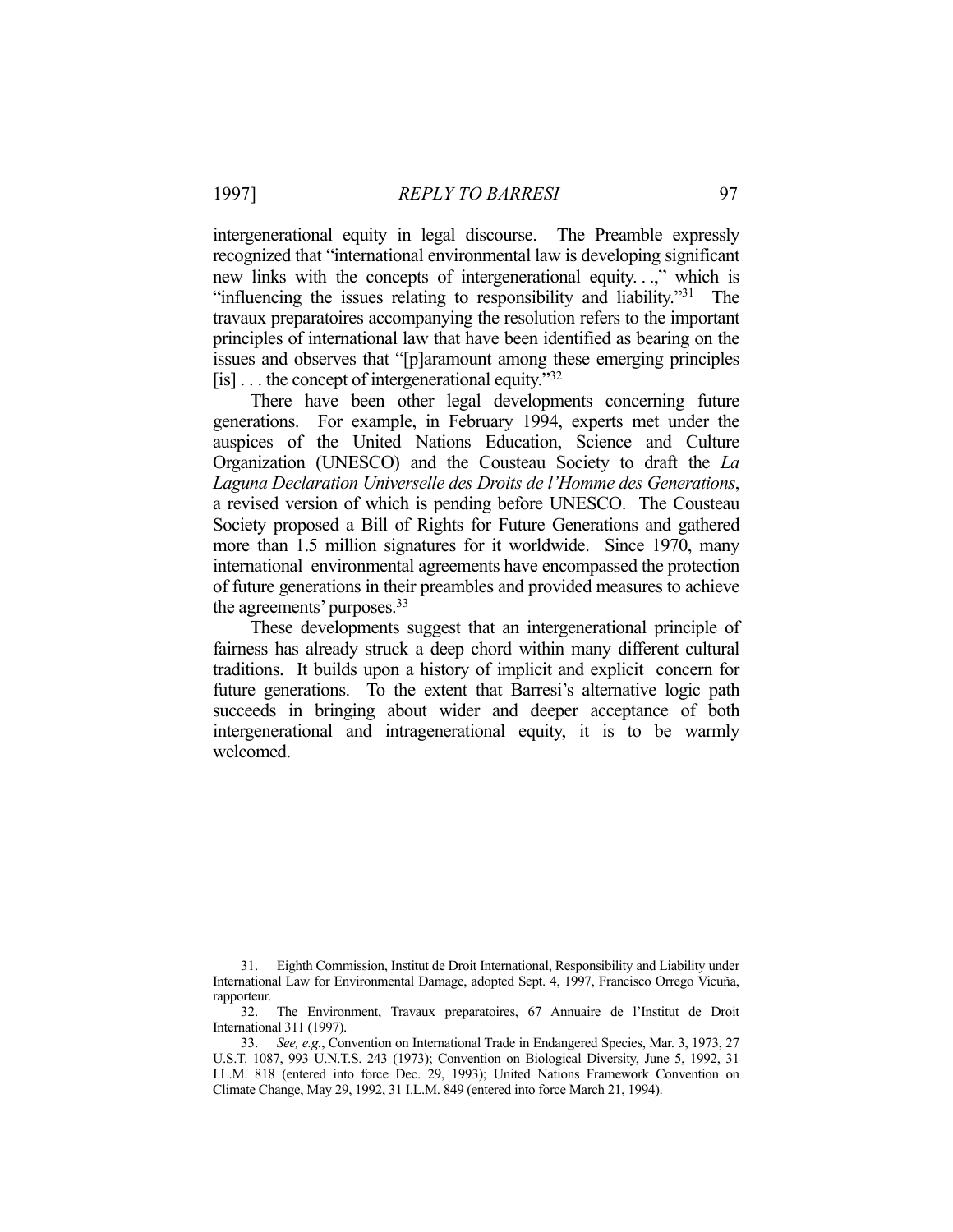intergenerational equity in legal discourse. The Preamble expressly recognized that "international environmental law is developing significant new links with the concepts of intergenerational equity. . .," which is "influencing the issues relating to responsibility and liability."[31] The travaux preparatoires accompanying the resolution refers to the important principles of international law that have been identified as bearing on the issues and observes that "[p]aramount among these emerging principles [is] . . . the concept of intergenerational equity."[32]

There have been other legal developments concerning future generations. For example, in February 1994, experts met under the auspices of the United Nations Education, Science and Culture Organization (UNESCO) and the Cousteau Society to draft the *La Laguna Declaration Universelle des Droits de l'Homme des Generations*, a revised version of which is pending before UNESCO. The Cousteau Society proposed a Bill of Rights for Future Generations and gathered more than 1.5 million signatures for it worldwide. Since 1970, many international environmental agreements have encompassed the protection of future generations in their preambles and provided measures to achieve the agreements' purposes.[33]

These developments suggest that an intergenerational principle of fairness has already struck a deep chord within many different cultural traditions. It builds upon a history of implicit and explicit concern for future generations. To the extent that Barresi's alternative logic path succeeds in bringing about wider and deeper acceptance of both intergenerational and intragenerational equity, it is to be warmly welcomed.

---

31. Eighth Commission, Institut de Droit International, Responsibility and Liability under International Law for Environmental Damage, adopted Sept. 4, 1997, Francisco Orrego Vicuña, rapporteur.

32. The Environment, Travaux preparatoires, 67 Annuaire de l'Institut de Droit International 311 (1997).

33. *See, e.g.*, Convention on International Trade in Endangered Species, Mar. 3, 1973, 27 U.S.T. 1087, 993 U.N.T.S. 243 (1973); Convention on Biological Diversity, June 5, 1992, 31 I.L.M. 818 (entered into force Dec. 29, 1993); United Nations Framework Convention on Climate Change, May 29, 1992, 31 I.L.M. 849 (entered into force March 21, 1994).